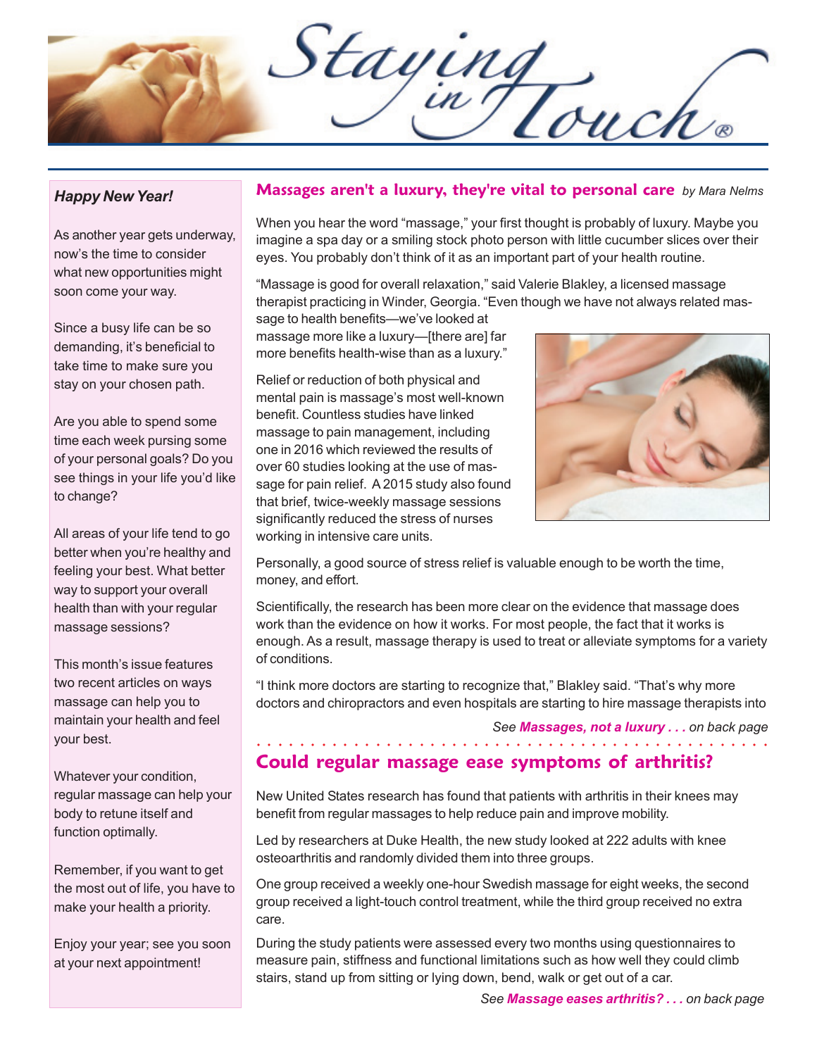# Staying in Touch®

## Happy New Year!

As another year gets underway, now's the time to consider what new opportunities might soon come your way.

Since a busy life can be so demanding, it's beneficial to take time to make sure you stay on your chosen path.

Are you able to spend some time each week pursing some of your personal goals? Do you see things in your life you'd like to change?

All areas of your life tend to go better when you're healthy and feeling your best. What better way to support your overall health than with your regular massage sessions?

This month's issue features two recent articles on ways massage can help you to maintain your health and feel your best.

Whatever your condition, regular massage can help your body to retune itself and function optimally.

Remember, if you want to get the most out of life, you have to make your health a priority.

Enjoy your year; see you soon at your next appointment!

## Massages aren't a luxury, they're vital to personal care *by Mara Nelms*

When you hear the word "massage," your first thought is probably of luxury. Maybe you imagine a spa day or a smiling stock photo person with little cucumber slices over their eyes. You probably don't think of it as an important part of your health routine.

"Massage is good for overall relaxation," said Valerie Blakley, a licensed massage therapist practicing in Winder, Georgia. "Even though we have not always related massage to health benefits—we've looked at massage more like a luxury—[there are] far more benefits health-wise than as a luxury."

Relief or reduction of both physical and mental pain is massage's most well-known benefit. Countless studies have linked massage to pain management, including one in 2016 which reviewed the results of over 60 studies looking at the use of massage for pain relief. A 2015 study also found that brief, twice-weekly massage sessions significantly reduced the stress of nurses working in intensive care units.

Personally, a good source of stress relief is valuable enough to be worth the time, money, and effort.

Scientifically, the research has been more clear on the evidence that massage does work than the evidence on how it works. For most people, the fact that it works is enough. As a result, massage therapy is used to treat or alleviate symptoms for a variety of conditions.

"I think more doctors are starting to recognize that," Blakley said. "That's why more doctors and chiropractors and even hospitals are starting to hire massage therapists into

*See **Massages, not a luxury . . .** on back page*

## Could regular massage ease symptoms of arthritis?

New United States research has found that patients with arthritis in their knees may benefit from regular massages to help reduce pain and improve mobility.

Led by researchers at Duke Health, the new study looked at 222 adults with knee osteoarthritis and randomly divided them into three groups.

One group received a weekly one-hour Swedish massage for eight weeks, the second group received a light-touch control treatment, while the third group received no extra care.

During the study patients were assessed every two months using questionnaires to measure pain, stiffness and functional limitations such as how well they could climb stairs, stand up from sitting or lying down, bend, walk or get out of a car.

*See **Massage eases arthritis? . . .** on back page*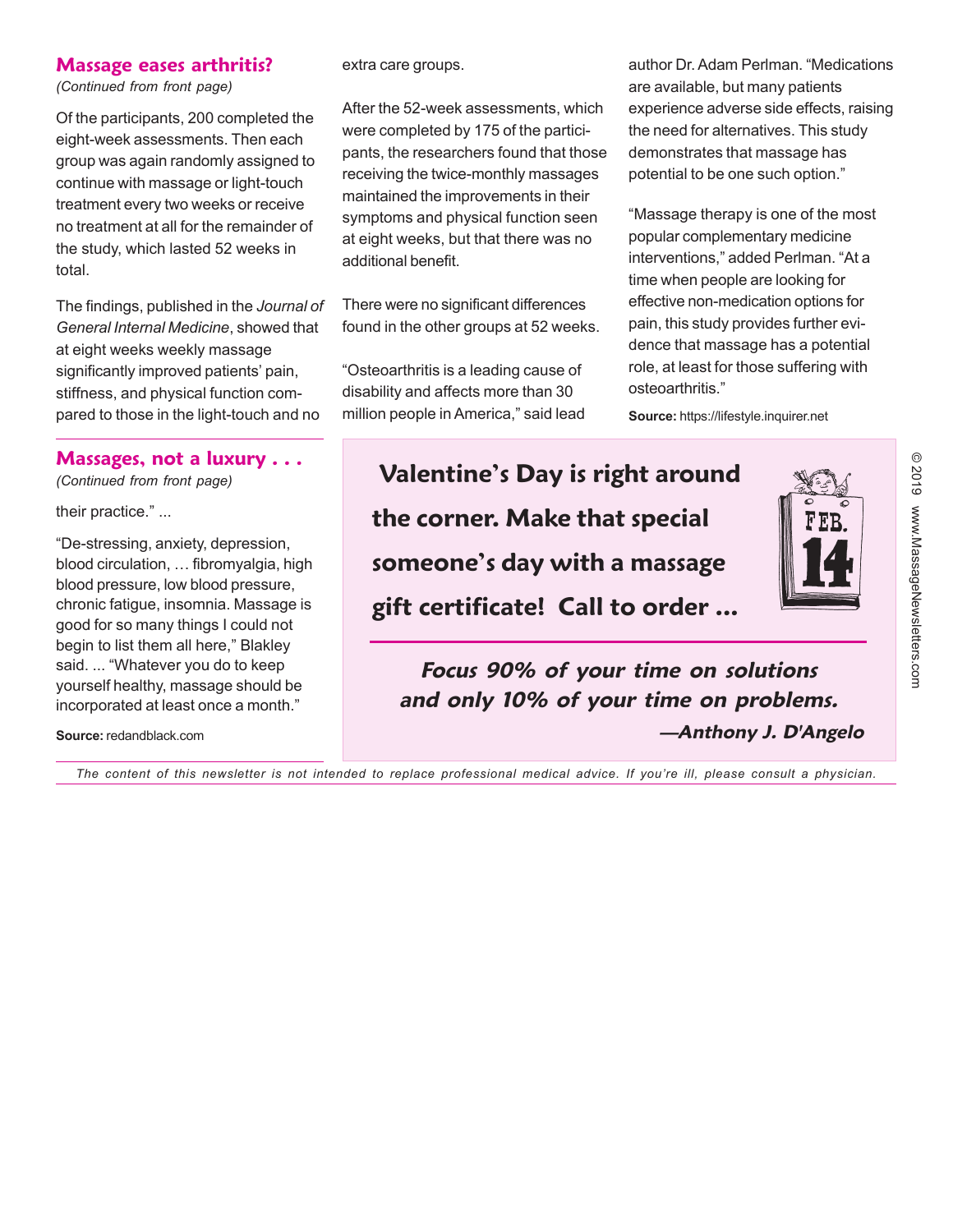## Massage eases arthritis?

*(Continued from front page)*

Of the participants, 200 completed the eight-week assessments. Then each group was again randomly assigned to continue with massage or light-touch treatment every two weeks or receive no treatment at all for the remainder of the study, which lasted 52 weeks in total.

The findings, published in the *Journal of General Internal Medicine*, showed that at eight weeks weekly massage significantly improved patients' pain, stiffness, and physical function compared to those in the light-touch and no extra care groups.

After the 52-week assessments, which were completed by 175 of the participants, the researchers found that those receiving the twice-monthly massages maintained the improvements in their symptoms and physical function seen at eight weeks, but that there was no additional benefit.

There were no significant differences found in the other groups at 52 weeks.

"Osteoarthritis is a leading cause of disability and affects more than 30 million people in America," said lead author Dr. Adam Perlman. "Medications are available, but many patients experience adverse side effects, raising the need for alternatives. This study demonstrates that massage has potential to be one such option."

"Massage therapy is one of the most popular complementary medicine interventions," added Perlman. "At a time when people are looking for effective non-medication options for pain, this study provides further evidence that massage has a potential role, at least for those suffering with osteoarthritis."

**Source:** https://lifestyle.inquirer.net

## Massages, not a luxury . . .

*(Continued from front page)*

their practice." ...

"De-stressing, anxiety, depression, blood circulation, … fibromyalgia, high blood pressure, low blood pressure, chronic fatigue, insomnia. Massage is good for so many things I could not begin to list them all here," Blakley said. ... "Whatever you do to keep yourself healthy, massage should be incorporated at least once a month."

**Source:** redandblack.com

**Valentine's Day is right around the corner. Make that special someone's day with a massage gift certificate! Call to order ...**

FEB. 14

***Focus 90% of your time on solutions and only 10% of your time on problems.***

***—Anthony J. D'Angelo***

*The content of this newsletter is not intended to replace professional medical advice. If you're ill, please consult a physician.*

© 2019 www.MassageNewsletters.com